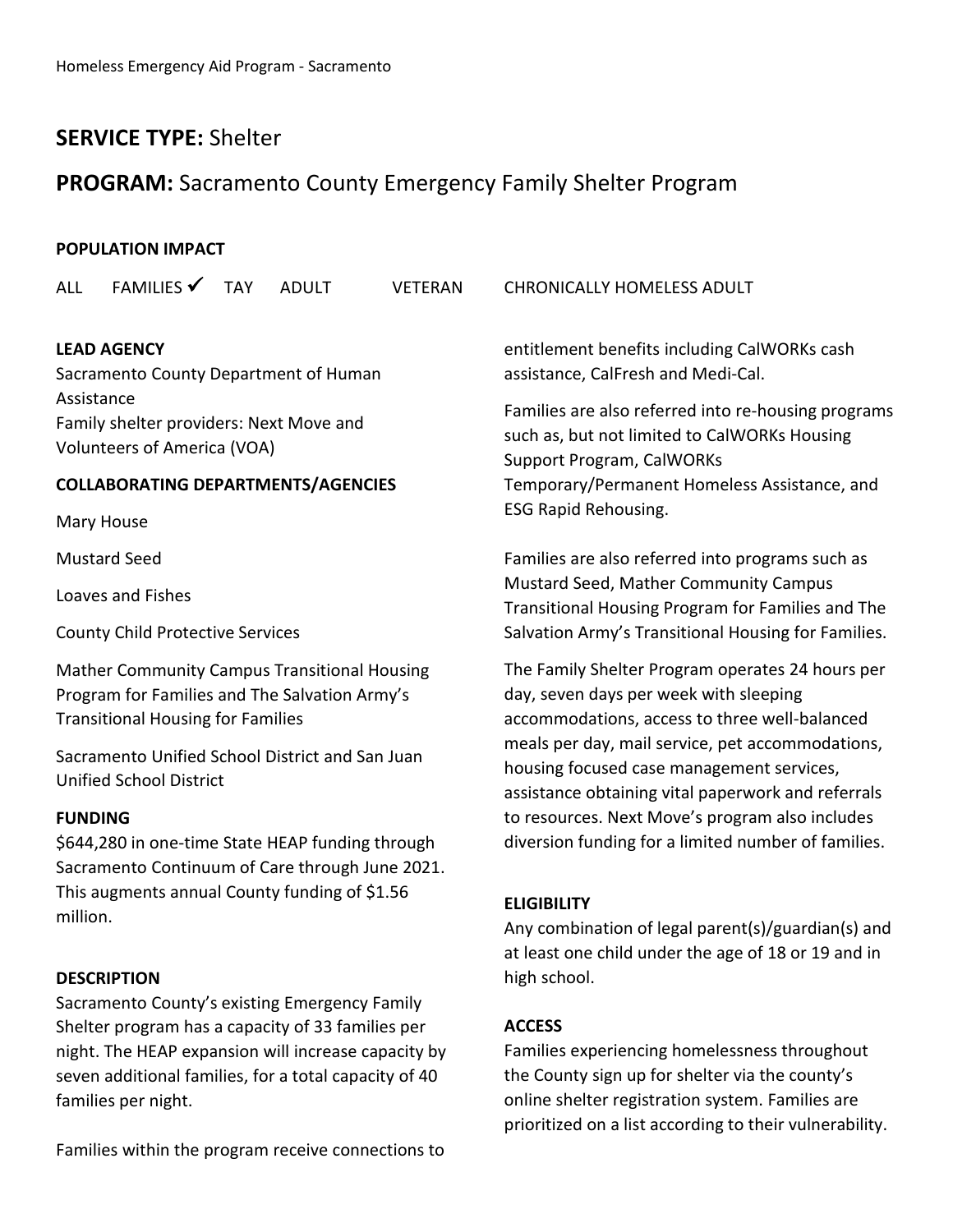## SERVICE TYPE: Shelter

## PROGRAM: Sacramento County Emergency Family Shelter Program

**POPULATION IMPACT**

ALL FAMILIES ✓ TAY ADULT VETERAN CHRONICALLY HOMELESS ADULT

**LEAD AGENCY**

Sacramento County Department of Human Assistance
Family shelter providers: Next Move and Volunteers of America (VOA)

**COLLABORATING DEPARTMENTS/AGENCIES**

Mary House

Mustard Seed

Loaves and Fishes

County Child Protective Services

Mather Community Campus Transitional Housing Program for Families and The Salvation Army's Transitional Housing for Families

Sacramento Unified School District and San Juan Unified School District

**FUNDING**

$644,280 in one-time State HEAP funding through Sacramento Continuum of Care through June 2021. This augments annual County funding of $1.56 million.

**DESCRIPTION**

Sacramento County's existing Emergency Family Shelter program has a capacity of 33 families per night. The HEAP expansion will increase capacity by seven additional families, for a total capacity of 40 families per night.

Families within the program receive connections to entitlement benefits including CalWORKs cash assistance, CalFresh and Medi-Cal.

Families are also referred into re-housing programs such as, but not limited to CalWORKs Housing Support Program, CalWORKs Temporary/Permanent Homeless Assistance, and ESG Rapid Rehousing.

Families are also referred into programs such as Mustard Seed, Mather Community Campus Transitional Housing Program for Families and The Salvation Army's Transitional Housing for Families.

The Family Shelter Program operates 24 hours per day, seven days per week with sleeping accommodations, access to three well-balanced meals per day, mail service, pet accommodations, housing focused case management services, assistance obtaining vital paperwork and referrals to resources. Next Move's program also includes diversion funding for a limited number of families.

**ELIGIBILITY**

Any combination of legal parent(s)/guardian(s) and at least one child under the age of 18 or 19 and in high school.

**ACCESS**

Families experiencing homelessness throughout the County sign up for shelter via the county's online shelter registration system. Families are prioritized on a list according to their vulnerability.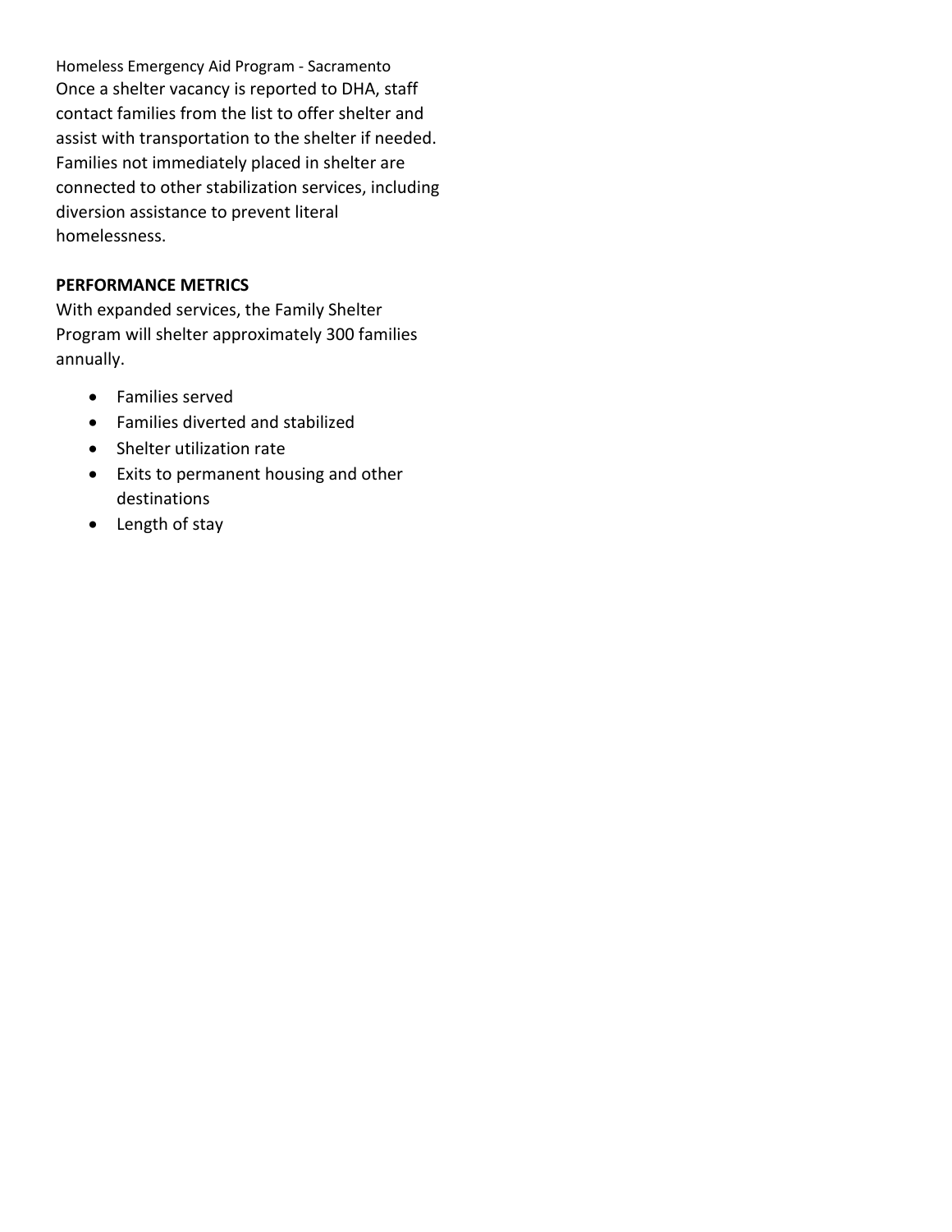Once a shelter vacancy is reported to DHA, staff contact families from the list to offer shelter and assist with transportation to the shelter if needed. Families not immediately placed in shelter are connected to other stabilization services, including diversion assistance to prevent literal homelessness.

**PERFORMANCE METRICS**

With expanded services, the Family Shelter Program will shelter approximately 300 families annually.

- Families served
- Families diverted and stabilized
- Shelter utilization rate
- Exits to permanent housing and other destinations
- Length of stay